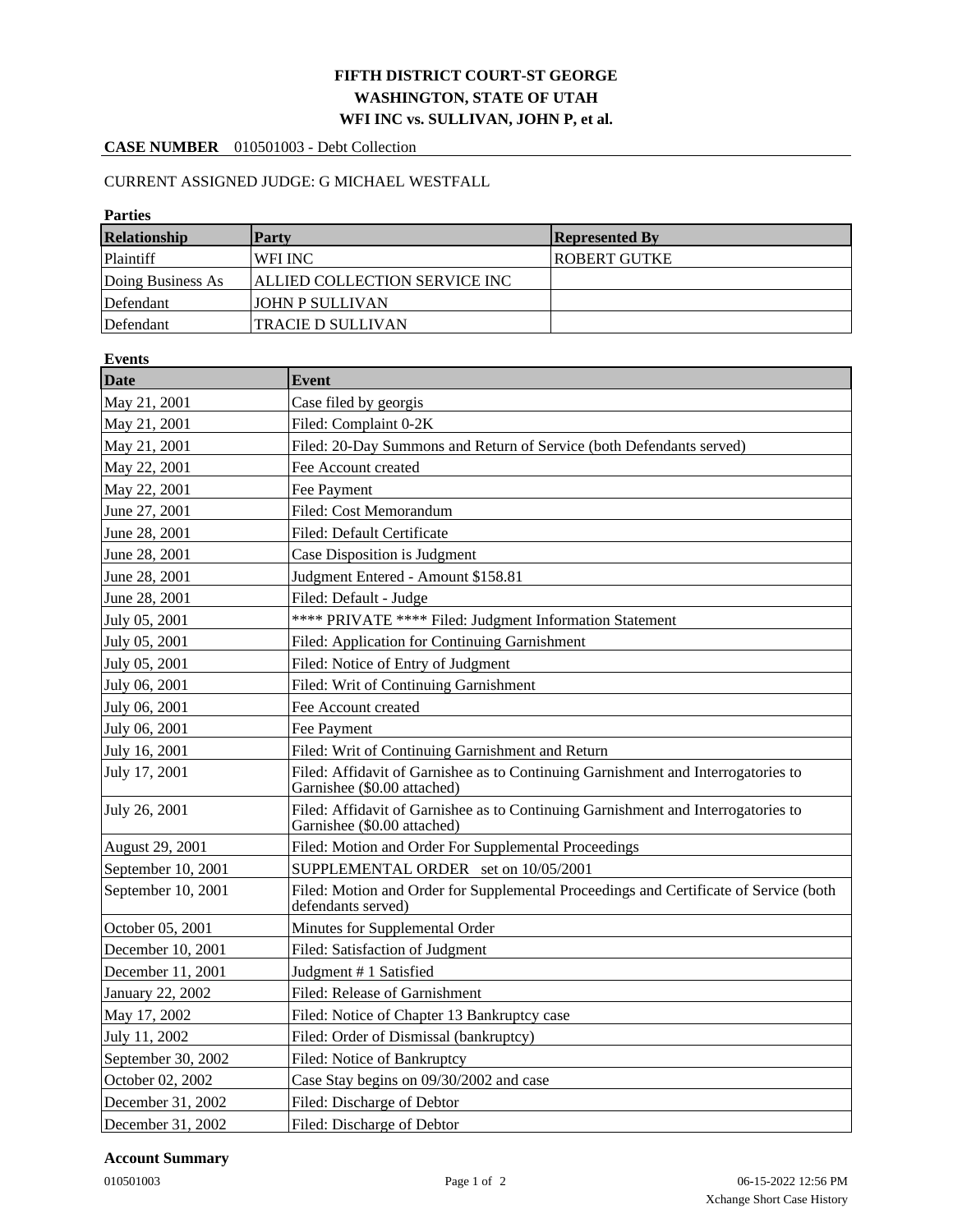**FIFTH DISTRICT COURT-ST GEORGE**
**WASHINGTON, STATE OF UTAH**
**WFI INC vs. SULLIVAN, JOHN P, et al.**

**CASE NUMBER** 010501003 - Debt Collection

CURRENT ASSIGNED JUDGE: G MICHAEL WESTFALL

**Parties**

| Relationship | Party | Represented By |
|---|---|---|
| Plaintiff | WFI INC | ROBERT GUTKE |
| Doing Business As | ALLIED COLLECTION SERVICE INC | |
| Defendant | JOHN P SULLIVAN | |
| Defendant | TRACIE D SULLIVAN | |

**Events**

| Date | Event |
|---|---|
| May 21, 2001 | Case filed by georgis |
| May 21, 2001 | Filed: Complaint 0-2K |
| May 21, 2001 | Filed: 20-Day Summons and Return of Service (both Defendants served) |
| May 22, 2001 | Fee Account created |
| May 22, 2001 | Fee Payment |
| June 27, 2001 | Filed: Cost Memorandum |
| June 28, 2001 | Filed: Default Certificate |
| June 28, 2001 | Case Disposition is Judgment |
| June 28, 2001 | Judgment Entered - Amount $158.81 |
| June 28, 2001 | Filed: Default - Judge |
| July 05, 2001 | **** PRIVATE **** Filed: Judgment Information Statement |
| July 05, 2001 | Filed: Application for Continuing Garnishment |
| July 05, 2001 | Filed: Notice of Entry of Judgment |
| July 06, 2001 | Filed: Writ of Continuing Garnishment |
| July 06, 2001 | Fee Account created |
| July 06, 2001 | Fee Payment |
| July 16, 2001 | Filed: Writ of Continuing Garnishment and Return |
| July 17, 2001 | Filed: Affidavit of Garnishee as to Continuing Garnishment and Interrogatories to Garnishee ($0.00 attached) |
| July 26, 2001 | Filed: Affidavit of Garnishee as to Continuing Garnishment and Interrogatories to Garnishee ($0.00 attached) |
| August 29, 2001 | Filed: Motion and Order For Supplemental Proceedings |
| September 10, 2001 | SUPPLEMENTAL ORDER set on 10/05/2001 |
| September 10, 2001 | Filed: Motion and Order for Supplemental Proceedings and Certificate of Service (both defendants served) |
| October 05, 2001 | Minutes for Supplemental Order |
| December 10, 2001 | Filed: Satisfaction of Judgment |
| December 11, 2001 | Judgment # 1 Satisfied |
| January 22, 2002 | Filed: Release of Garnishment |
| May 17, 2002 | Filed: Notice of Chapter 13 Bankruptcy case |
| July 11, 2002 | Filed: Order of Dismissal (bankruptcy) |
| September 30, 2002 | Filed: Notice of Bankruptcy |
| October 02, 2002 | Case Stay begins on 09/30/2002 and case |
| December 31, 2002 | Filed: Discharge of Debtor |
| December 31, 2002 | Filed: Discharge of Debtor |

**Account Summary**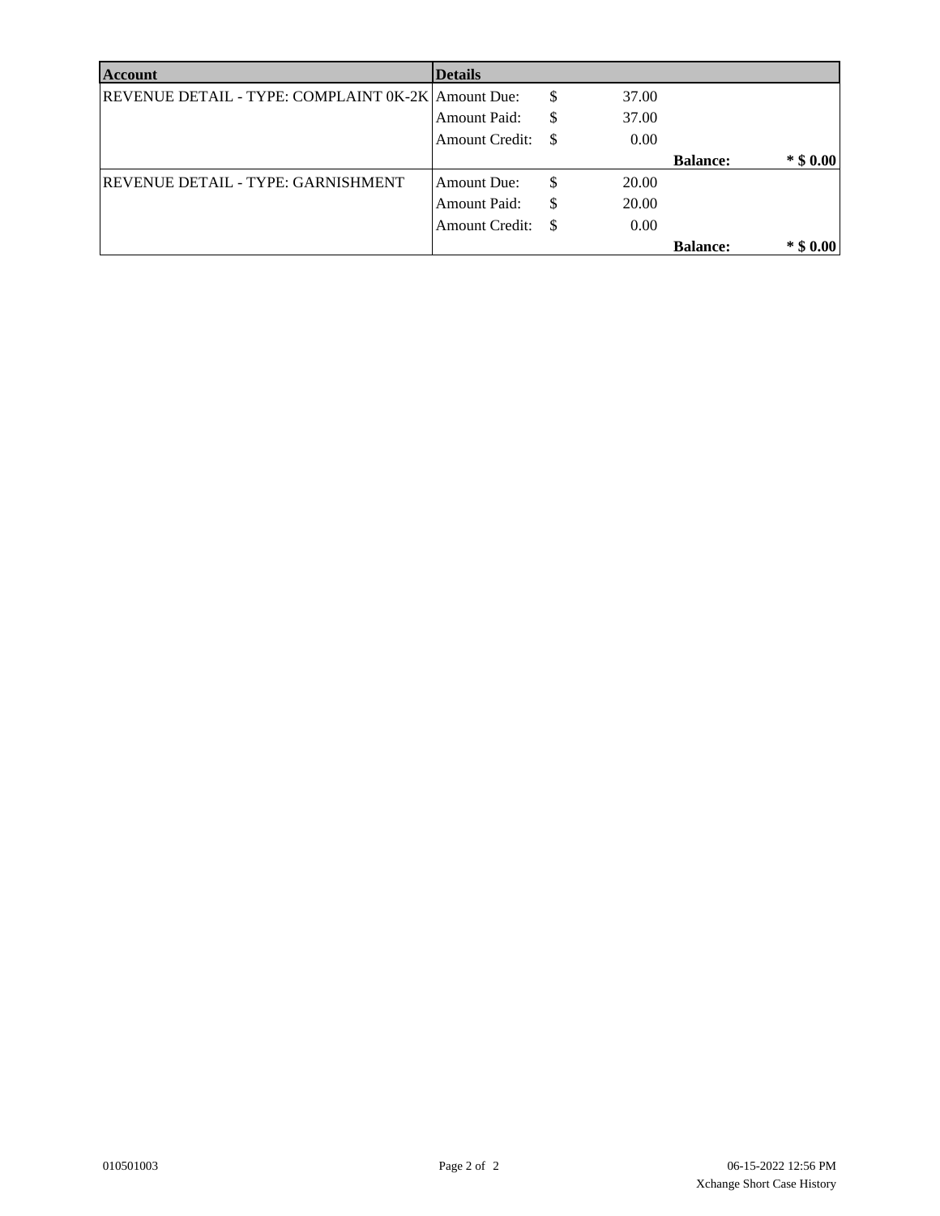| Account | Details | | | | |
|---|---|---|---|---|---|
| REVENUE DETAIL - TYPE: COMPLAINT 0K-2K | Amount Due: | $ | 37.00 | | |
| | Amount Paid: | $ | 37.00 | | |
| | Amount Credit: | $ | 0.00 | | |
| | | | | **Balance:** | *** $ 0.00** |
| REVENUE DETAIL - TYPE: GARNISHMENT | Amount Due: | $ | 20.00 | | |
| | Amount Paid: | $ | 20.00 | | |
| | Amount Credit: | $ | 0.00 | | |
| | | | | **Balance:** | *** $ 0.00** |

010501003

06-15-2022 12:56 PM
Xchange Short Case History